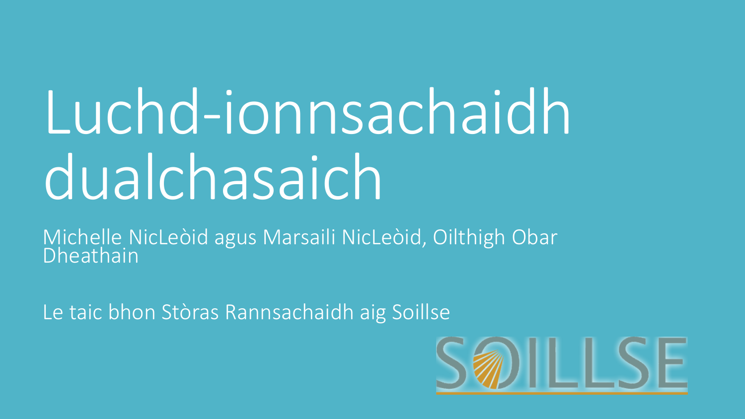# Luchd-ionnsachaidh dualchasaich

Michelle NicLeòid agus Marsaili NicLeòid, Oilthigh Obar Dheathain

Le taic bhon Stòras Rannsachaidh aig Soillse

SOILLSE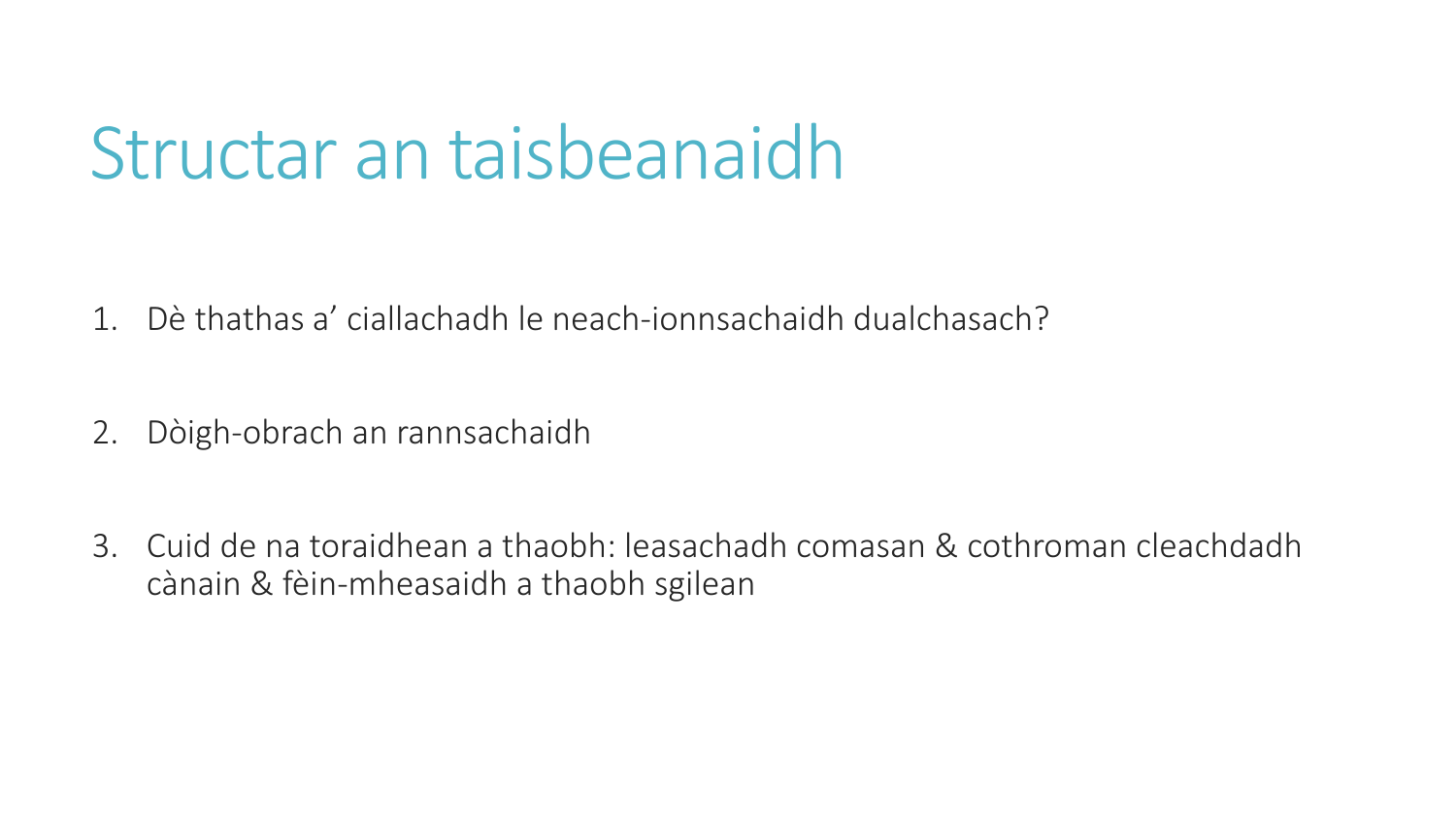# Structar an taisbeanaidh

1. Dè thathas a' ciallachadh le neach-ionnsachaidh dualchasach?

2. Dòigh-obrach an rannsachaidh

3. Cuid de na toraidhean a thaobh: leasachadh comasan & cothroman cleachdadh cànain & fèin-mheasaidh a thaobh sgilean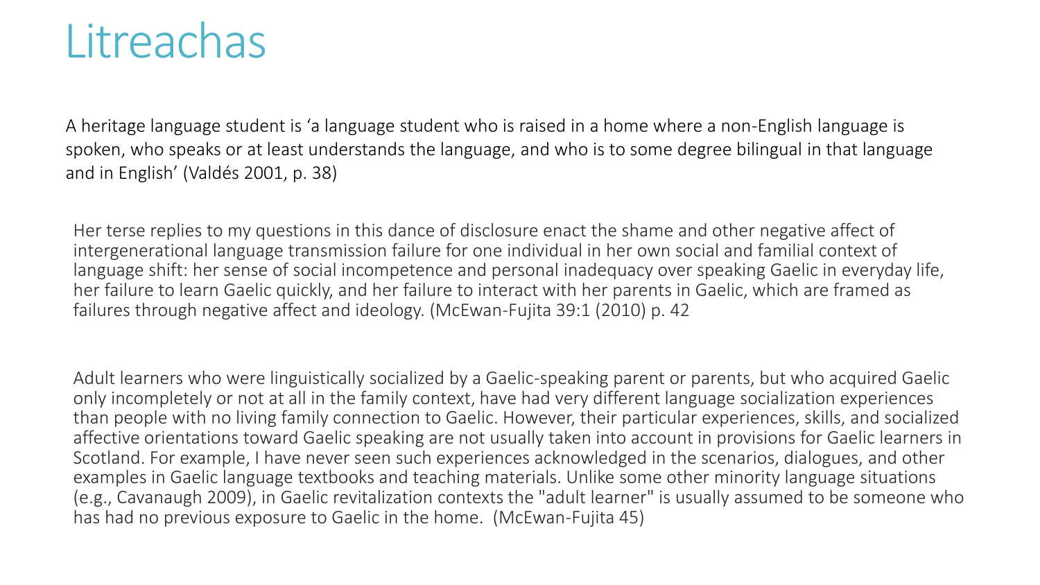# Litreachas

A heritage language student is 'a language student who is raised in a home where a non-English language is spoken, who speaks or at least understands the language, and who is to some degree bilingual in that language and in English' (Valdés 2001, p. 38)

Her terse replies to my questions in this dance of disclosure enact the shame and other negative affect of intergenerational language transmission failure for one individual in her own social and familial context of language shift: her sense of social incompetence and personal inadequacy over speaking Gaelic in everyday life, her failure to learn Gaelic quickly, and her failure to interact with her parents in Gaelic, which are framed as failures through negative affect and ideology. (McEwan-Fujita 39:1 (2010) p. 42

Adult learners who were linguistically socialized by a Gaelic-speaking parent or parents, but who acquired Gaelic only incompletely or not at all in the family context, have had very different language socialization experiences than people with no living family connection to Gaelic. However, their particular experiences, skills, and socialized affective orientations toward Gaelic speaking are not usually taken into account in provisions for Gaelic learners in Scotland. For example, I have never seen such experiences acknowledged in the scenarios, dialogues, and other examples in Gaelic language textbooks and teaching materials. Unlike some other minority language situations (e.g., Cavanaugh 2009), in Gaelic revitalization contexts the "adult learner" is usually assumed to be someone who has had no previous exposure to Gaelic in the home. (McEwan-Fujita 45)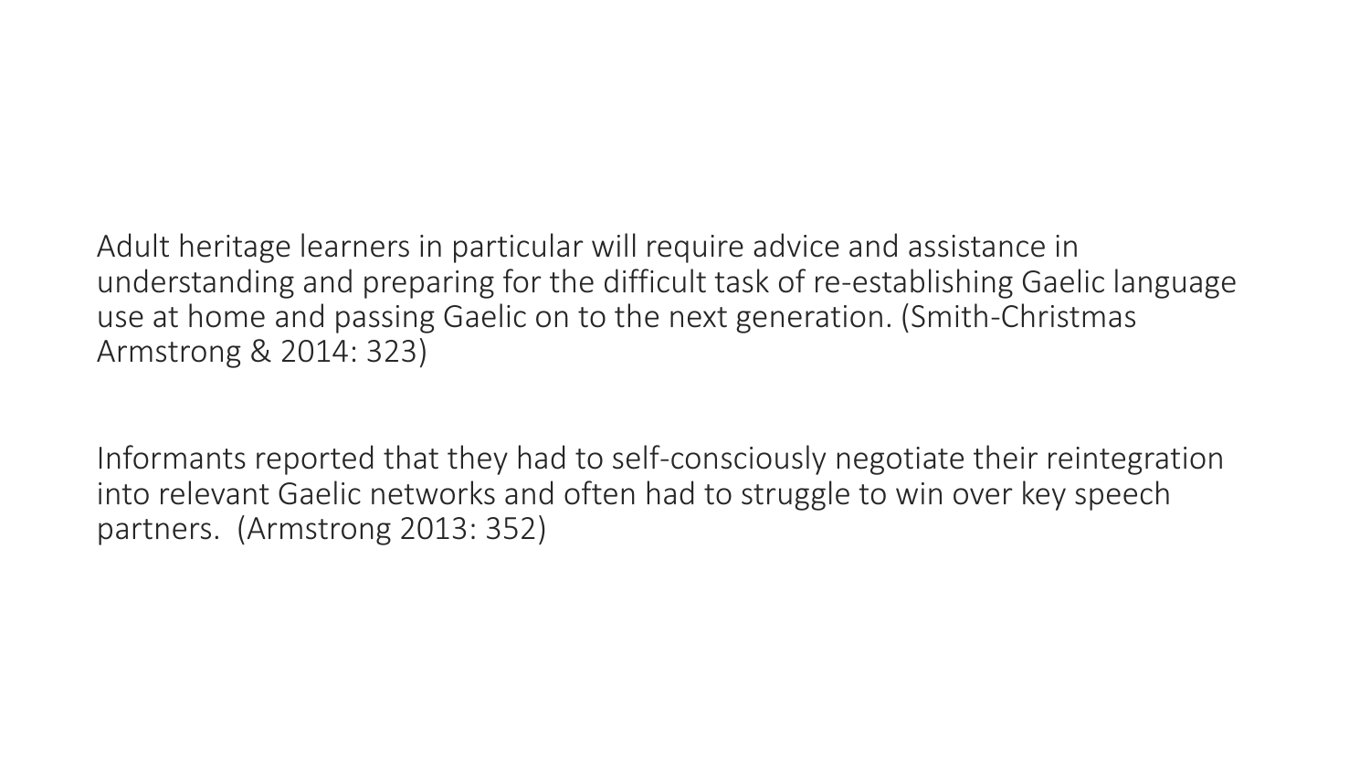Adult heritage learners in particular will require advice and assistance in understanding and preparing for the difficult task of re-establishing Gaelic language use at home and passing Gaelic on to the next generation. (Smith-Christmas Armstrong & 2014: 323)

Informants reported that they had to self-consciously negotiate their reintegration into relevant Gaelic networks and often had to struggle to win over key speech partners. (Armstrong 2013: 352)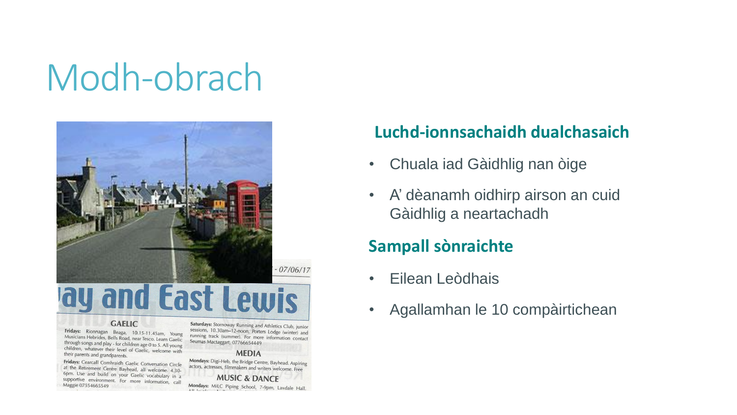# Modh-obrach

## Luchd-ionnsachaidh dualchasaich

- Chuala iad Gàidhlig nan òige
- A' dèanamh oidhirp airson an cuid Gàidhlig a neartachadh

## Sampall sònraichte

- Eilean Leòdhais
- Agallamhan le 10 compàirtichean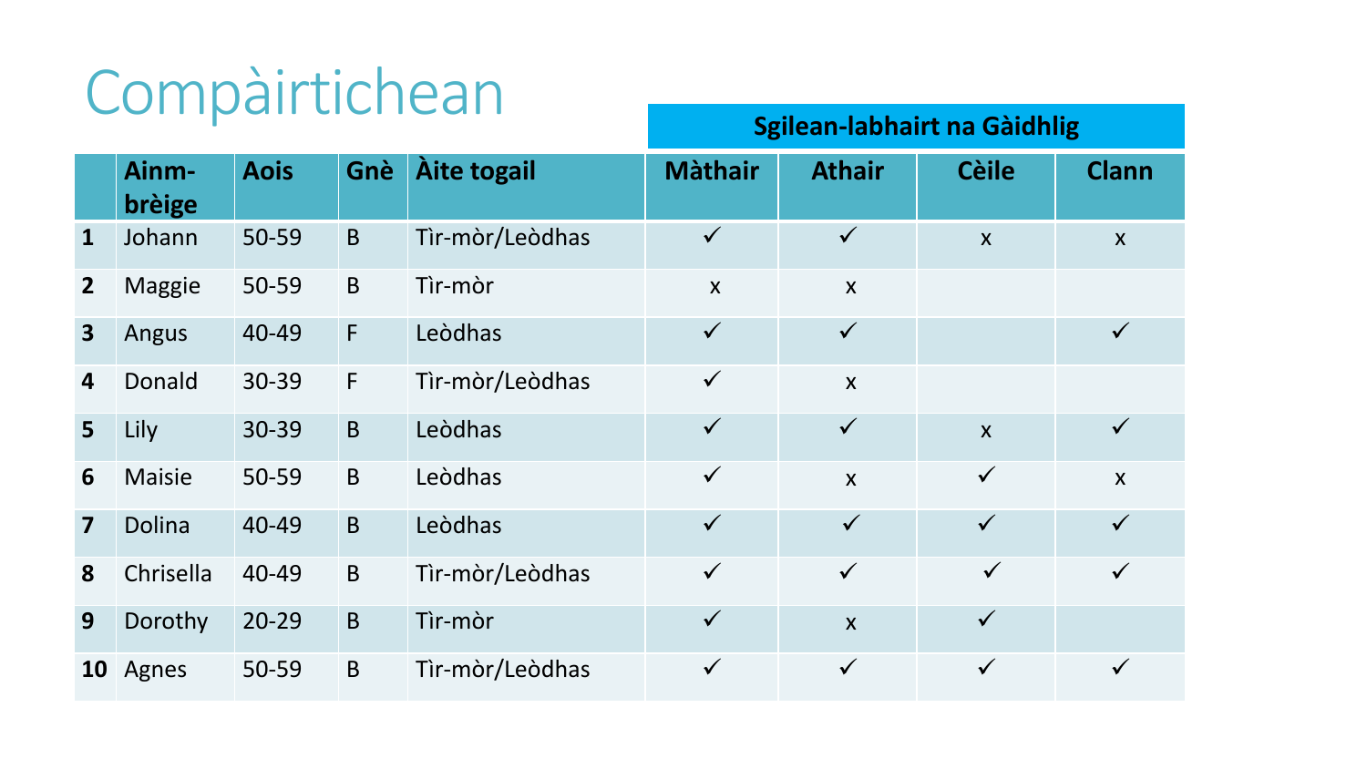# Compàirtichean

| | Ainm-brèige | Aois | Gnè | Àite togail | Sgilean-labhairt na Gàidhlig | | | |
|---|---|---|---|---|---|---|---|---|
| | | | | | Màthair | Athair | Cèile | Clann |
| 1 | Johann | 50-59 | B | Tìr-mòr/Leòdhas | ✓ | ✓ | x | x |
| 2 | Maggie | 50-59 | B | Tìr-mòr | x | x | | |
| 3 | Angus | 40-49 | F | Leòdhas | ✓ | ✓ | | ✓ |
| 4 | Donald | 30-39 | F | Tìr-mòr/Leòdhas | ✓ | x | | |
| 5 | Lily | 30-39 | B | Leòdhas | ✓ | ✓ | x | ✓ |
| 6 | Maisie | 50-59 | B | Leòdhas | ✓ | x | ✓ | x |
| 7 | Dolina | 40-49 | B | Leòdhas | ✓ | ✓ | ✓ | ✓ |
| 8 | Chrisella | 40-49 | B | Tìr-mòr/Leòdhas | ✓ | ✓ | ✓ | ✓ |
| 9 | Dorothy | 20-29 | B | Tìr-mòr | ✓ | x | ✓ | |
| 10 | Agnes | 50-59 | B | Tìr-mòr/Leòdhas | ✓ | ✓ | ✓ | ✓ |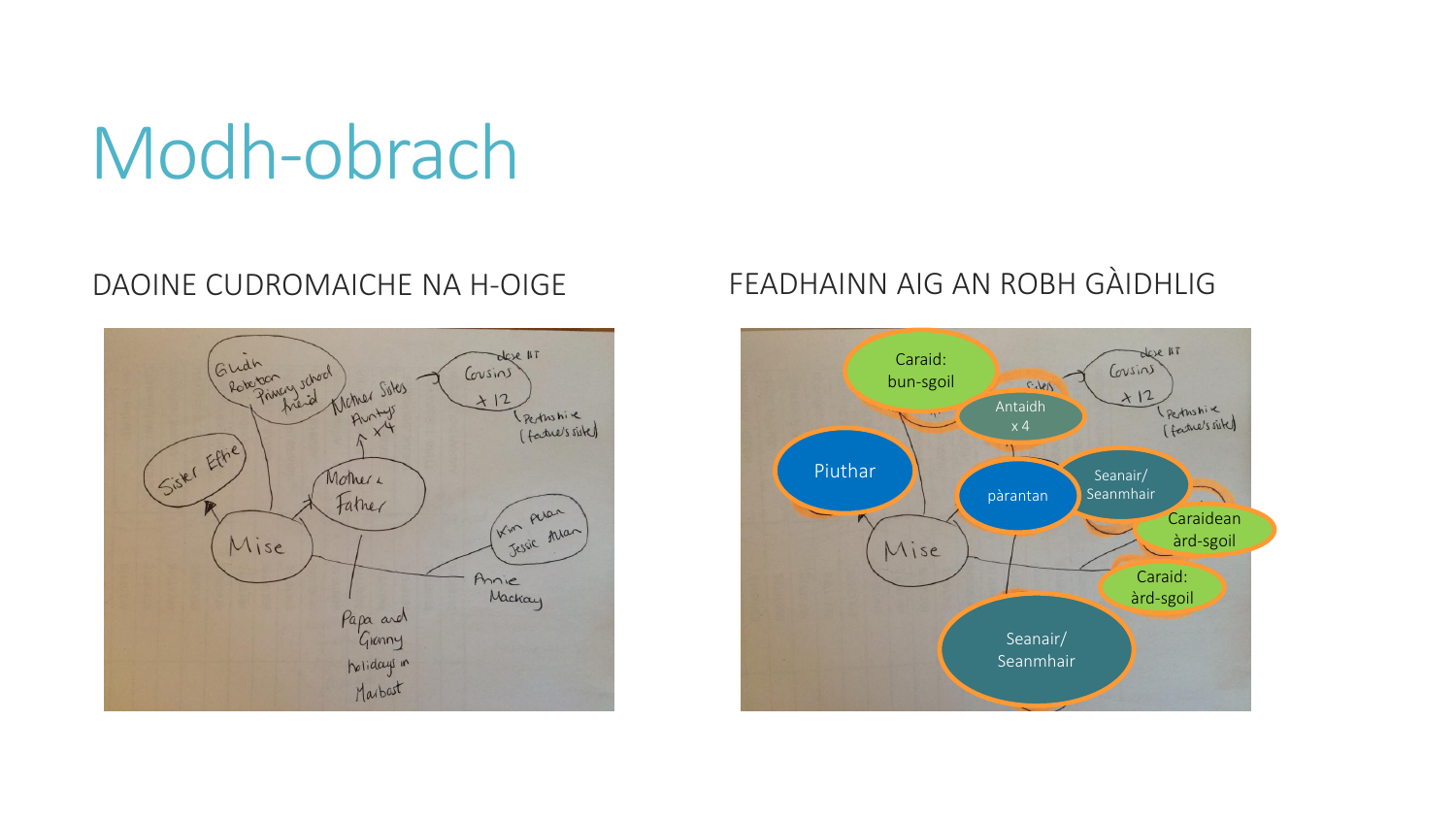# Modh-obrach

DAOINE CUDROMAICHE NA H-OIGE

Glidh Robertson Primary school friend

Sister Ethe

Mother Sides Aunties x4

Cousins x12 (close lit) (Perthshire (father's side))

Mother & Father

Mise

Kim Allan Jessie Allan

Annie Mackay

Papa and Granny holidays in Harbost

FEADHAINN AIG AN ROBH GÀIDHLIG

Caraid: bun-sgoil

Antaidh x 4

Piuthar

pàrantan

Seanair/ Seanmhair

Caraidean àrd-sgoil

Caraid: àrd-sgoil

Seanair/ Seanmhair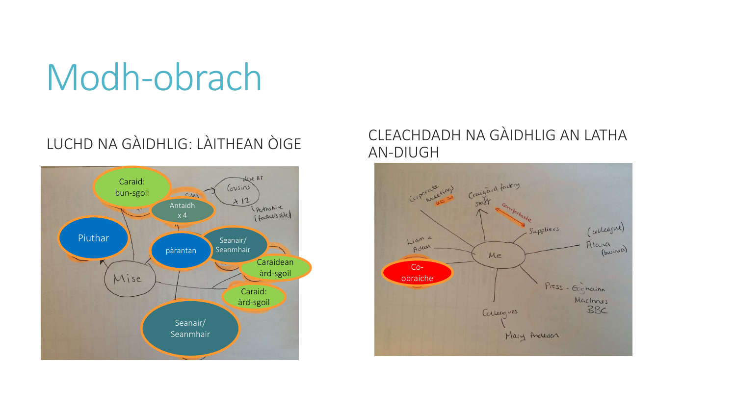# Modh-obrach

## LUCHD NA GÀIDHLIG: LÀITHEAN ÒIGE

Caraid: bun-sgoil

Antaidh x 4

Cousins x 12

Piuthar

pàrantan

Seanair/ Seanmhair

Caraidean àrd-sgoil

Mise

Caraid: àrd-sgoil

Seanair/ Seanmhair

## CLEACHDADH NA GÀIDHLIG AN LATHA AN-DIUGH

Corporate meetings

Craigard factory staff

comfortable

Suppliers

Liam & Adam

Me

(colleague) Alana (business)

Co-obraiche

Press - Eoghainn MacInnes BBC

Colleagues

Mary Anderson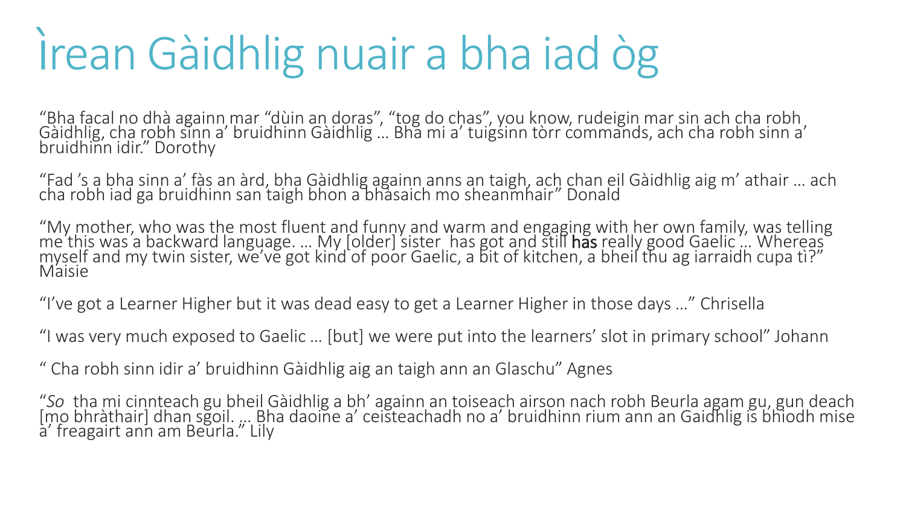# Ìrean Gàidhlig nuair a bha iad òg

"Bha facal no dhà againn mar "dùin an doras", "tog do chas", you know, rudeigin mar sin ach cha robh Gàidhlig, cha robh sinn a' bruidhinn Gàidhlig ... Bha mi a' tuigsinn tòrr commands, ach cha robh sinn a' bruidhinn idir." Dorothy

"Fad 's a bha sinn a' fàs an àrd, bha Gàidhlig againn anns an taigh, ach chan eil Gàidhlig aig m' athair ... ach cha robh iad ga bruidhinn san taigh bhon a bhàsaich mo sheanmhair" Donald

"My mother, who was the most fluent and funny and warm and engaging with her own family, was telling me this was a backward language. ... My [older] sister has got and still has really good Gaelic ... Whereas myself and my twin sister, we've got kind of poor Gaelic, a bit of kitchen, a bheil thu ag iarraidh cupa tì?" Maisie

"I've got a Learner Higher but it was dead easy to get a Learner Higher in those days ..." Chrisella

"I was very much exposed to Gaelic ... [but] we were put into the learners' slot in primary school" Johann

" Cha robh sinn idir a' bruidhinn Gàidhlig aig an taigh ann an Glaschu" Agnes

"*So* tha mi cinnteach gu bheil Gàidhlig a bh' againn an toiseach airson nach robh Beurla agam gu, gun deach [mo bhràthair] dhan sgoil. ... Bha daoine a' ceisteachadh no a' bruidhinn rium ann an Gaidhlig is bhiodh mise a' freagairt ann am Beurla." Lily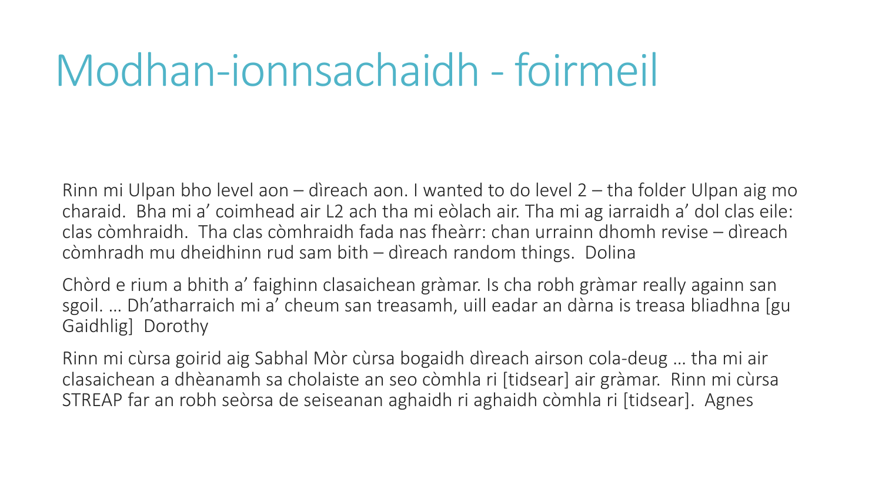# Modhan-ionnsachaidh - foirmeil

Rinn mi Ulpan bho level aon – dìreach aon. I wanted to do level 2 – tha folder Ulpan aig mo charaid. Bha mi a' coimhead air L2 ach tha mi eòlach air. Tha mi ag iarraidh a' dol clas eile: clas còmhraidh. Tha clas còmhraidh fada nas fheàrr: chan urrainn dhomh revise – dìreach còmhradh mu dheidhinn rud sam bith – dìreach random things. Dolina

Chòrd e rium a bhith a' faighinn clasaichean gràmar. Is cha robh gràmar really againn san sgoil. … Dh'atharraich mi a' cheum san treasamh, uill eadar an dàrna is treasa bliadhna [gu Gaidhlig] Dorothy

Rinn mi cùrsa goirid aig Sabhal Mòr cùrsa bogaidh dìreach airson cola-deug … tha mi air clasaichean a dhèanamh sa cholaiste an seo còmhla ri [tidsear] air gràmar. Rinn mi cùrsa STREAP far an robh seòrsa de seiseanan aghaidh ri aghaidh còmhla ri [tidsear]. Agnes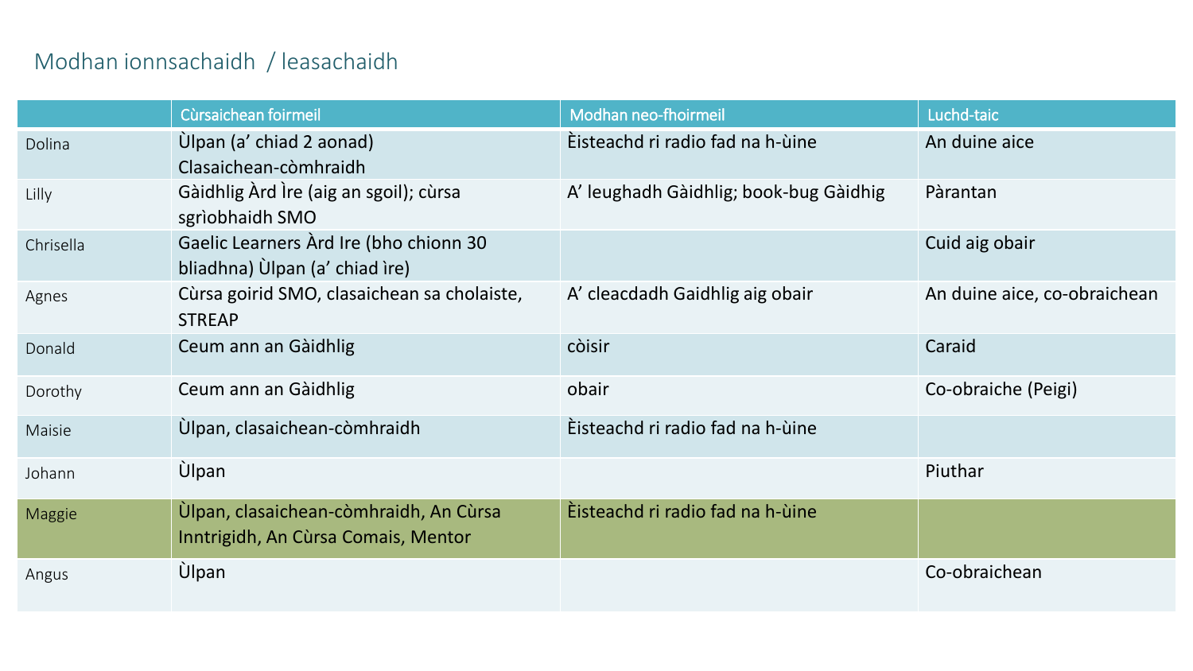## Modhan ionnsachaidh / leasachaidh

| | Cùrsaichean foirmeil | Modhan neo-fhoirmeil | Luchd-taic |
|---|---|---|---|
| Dolina | Ùlpan (a' chiad 2 aonad) Clasaichean-còmhraidh | Èisteachd ri radio fad na h-ùine | An duine aice |
| Lilly | Gàidhlig Àrd Ìre (aig an sgoil); cùrsa sgrìobhaidh SMO | A' leughadh Gàidhlig; book-bug Gàidhig | Pàrantan |
| Chrisella | Gaelic Learners Àrd Ire (bho chionn 30 bliadhna) Ùlpan (a' chiad ìre) | | Cuid aig obair |
| Agnes | Cùrsa goirid SMO, clasaichean sa cholaiste, STREAP | A' cleacdadh Gaidhlig aig obair | An duine aice, co-obraichean |
| Donald | Ceum ann an Gàidhlig | còisir | Caraid |
| Dorothy | Ceum ann an Gàidhlig | obair | Co-obraiche (Peigi) |
| Maisie | Ùlpan, clasaichean-còmhraidh | Èisteachd ri radio fad na h-ùine | |
| Johann | Ùlpan | | Piuthar |
| Maggie | Ùlpan, clasaichean-còmhraidh, An Cùrsa Inntrigidh, An Cùrsa Comais, Mentor | Èisteachd ri radio fad na h-ùine | |
| Angus | Ùlpan | | Co-obraichean |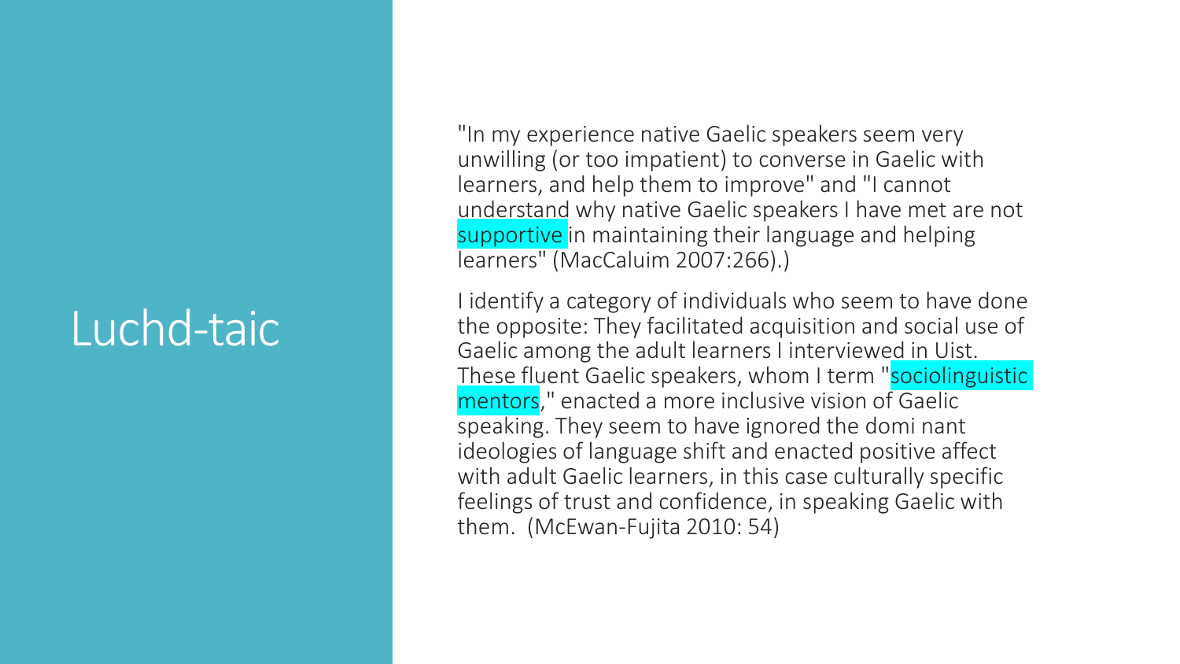# Luchd-taic

"In my experience native Gaelic speakers seem very unwilling (or too impatient) to converse in Gaelic with learners, and help them to improve" and "I cannot understand why native Gaelic speakers I have met are not supportive in maintaining their language and helping learners" (MacCaluim 2007:266).)

I identify a category of individuals who seem to have done the opposite: They facilitated acquisition and social use of Gaelic among the adult learners I interviewed in Uist. These fluent Gaelic speakers, whom I term "sociolinguistic mentors," enacted a more inclusive vision of Gaelic speaking. They seem to have ignored the domi nant ideologies of language shift and enacted positive affect with adult Gaelic learners, in this case culturally specific feelings of trust and confidence, in speaking Gaelic with them. (McEwan-Fujita 2010: 54)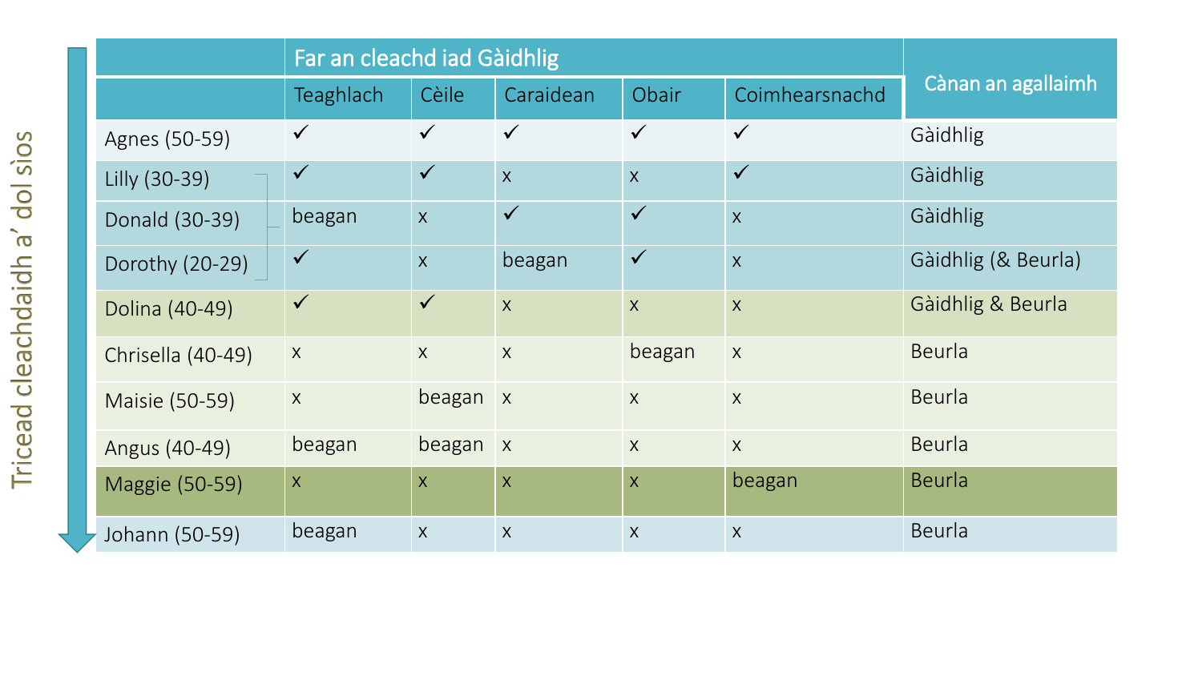Tricead cleachdaidh a' dol sìos

| | Far an cleachd iad Gàidhlig | | | | | Cànan an agallaimh |
|---|---|---|---|---|---|---|
| | Teaghlach | Cèile | Caraidean | Obair | Coimhearsnachd | |
| Agnes (50-59) | ✓ | ✓ | ✓ | ✓ | ✓ | Gàidhlig |
| Lilly (30-39) | ✓ | ✓ | x | x | ✓ | Gàidhlig |
| Donald (30-39) | beagan | x | ✓ | ✓ | x | Gàidhlig |
| Dorothy (20-29) | ✓ | x | beagan | ✓ | x | Gàidhlig (& Beurla) |
| Dolina (40-49) | ✓ | ✓ | x | x | x | Gàidhlig & Beurla |
| Chrisella (40-49) | x | x | x | beagan | x | Beurla |
| Maisie (50-59) | x | beagan | x | x | x | Beurla |
| Angus (40-49) | beagan | beagan | x | x | x | Beurla |
| Maggie (50-59) | x | x | x | x | beagan | Beurla |
| Johann (50-59) | beagan | x | x | x | x | Beurla |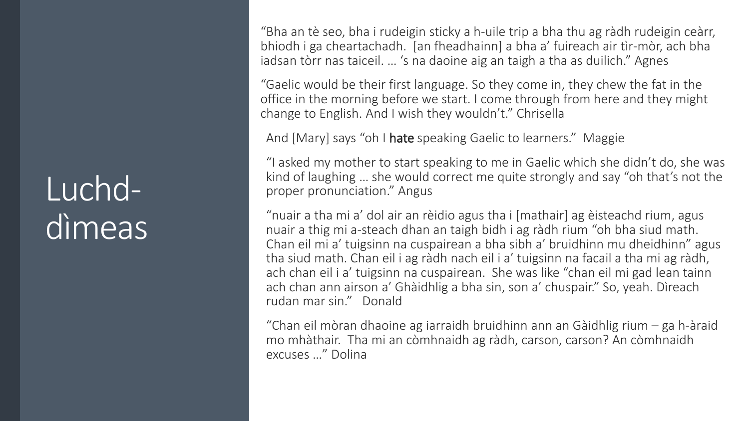# Luchd-dìmeas

"Bha an tè seo, bha i rudeigin sticky a h-uile trip a bha thu ag ràdh rudeigin ceàrr, bhiodh i ga cheartachadh. [an fheadhainn] a bha a' fuireach air tìr-mòr, ach bha iadsan tòrr nas taiceil. … 's na daoine aig an taigh a tha as duilich." Agnes

"Gaelic would be their first language. So they come in, they chew the fat in the office in the morning before we start. I come through from here and they might change to English. And I wish they wouldn't." Chrisella

And [Mary] says "oh I **hate** speaking Gaelic to learners." Maggie

"I asked my mother to start speaking to me in Gaelic which she didn't do, she was kind of laughing … she would correct me quite strongly and say "oh that's not the proper pronunciation." Angus

"nuair a tha mi a' dol air an rèidio agus tha i [mathair] ag èisteachd rium, agus nuair a thig mi a-steach dhan an taigh bidh i ag ràdh rium "oh bha siud math. Chan eil mi a' tuigsinn na cuspairean a bha sibh a' bruidhinn mu dheidhinn" agus tha siud math. Chan eil i ag ràdh nach eil i a' tuigsinn na facail a tha mi ag ràdh, ach chan eil i a' tuigsinn na cuspairean. She was like "chan eil mi gad lean tainn ach chan ann airson a' Ghàidhlig a bha sin, son a' chuspair." So, yeah. Dìreach rudan mar sin." Donald

"Chan eil mòran dhaoine ag iarraidh bruidhinn ann an Gàidhlig rium – ga h-àraid mo mhàthair. Tha mi an còmhnaidh ag ràdh, carson, carson? An còmhnaidh excuses …" Dolina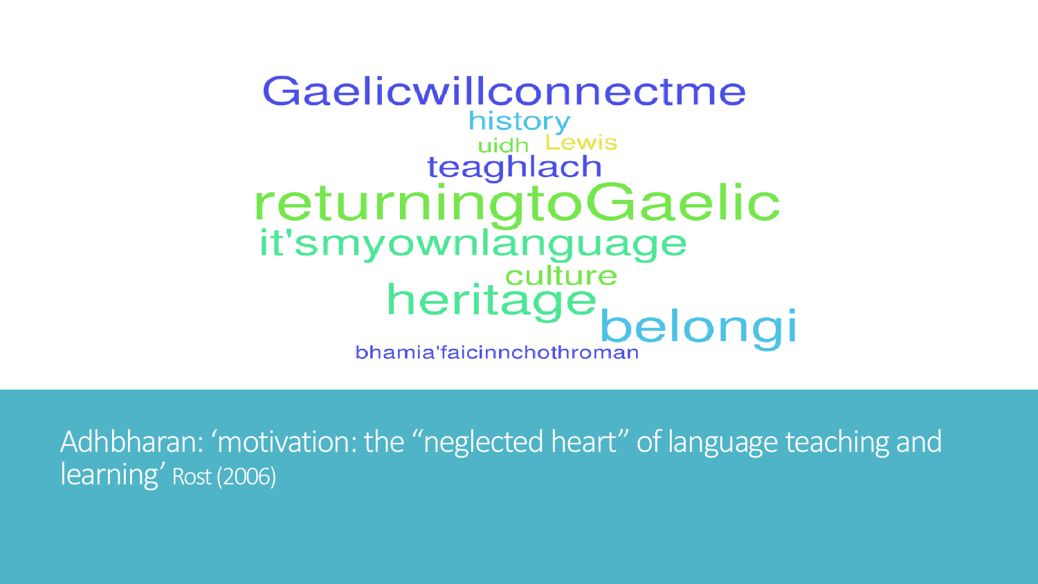Gaelicwillconnectme

history

uidh Lewis

teaghlach

returningtoGaelic

it'smyownlanguage

culture

heritage

belongi

bhamia'faicinnchothroman

Adhbharan: 'motivation: the "neglected heart" of language teaching and learning' Rost (2006)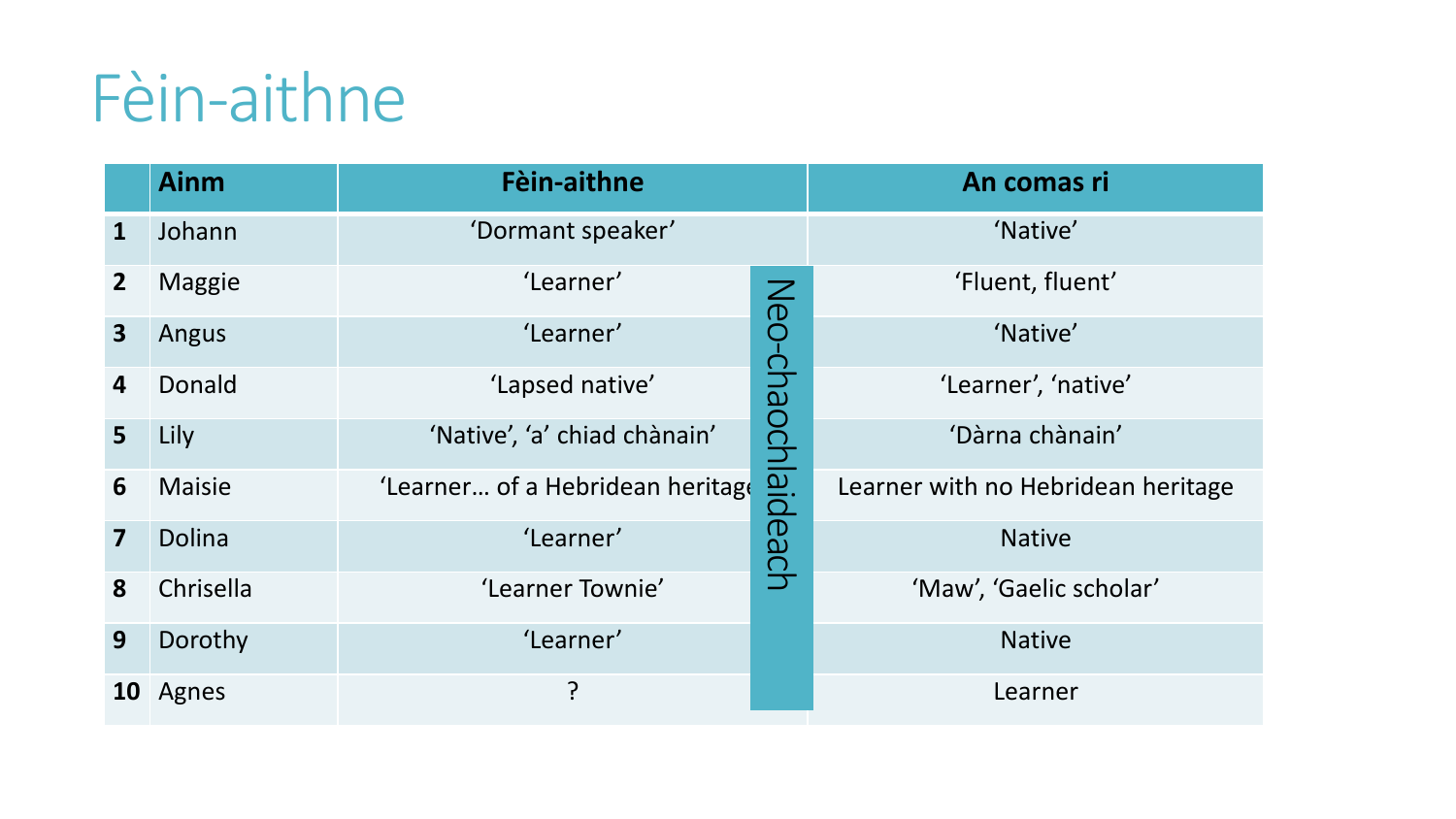# Fèin-aithne

| | Ainm | Fèin-aithne | An comas ri |
|---|---|---|---|
| 1 | Johann | 'Dormant speaker' | 'Native' |
| 2 | Maggie | 'Learner' | 'Fluent, fluent' |
| 3 | Angus | 'Learner' | 'Native' |
| 4 | Donald | 'Lapsed native' | 'Learner', 'native' |
| 5 | Lily | 'Native', 'a' chiad chànain' | 'Dàrna chànain' |
| 6 | Maisie | 'Learner… of a Hebridean heritage' | Learner with no Hebridean heritage |
| 7 | Dolina | 'Learner' | Native |
| 8 | Chrisella | 'Learner Townie' | 'Maw', 'Gaelic scholar' |
| 9 | Dorothy | 'Learner' | Native |
| 10 | Agnes | ? | Learner |

Neo-chaochlaideach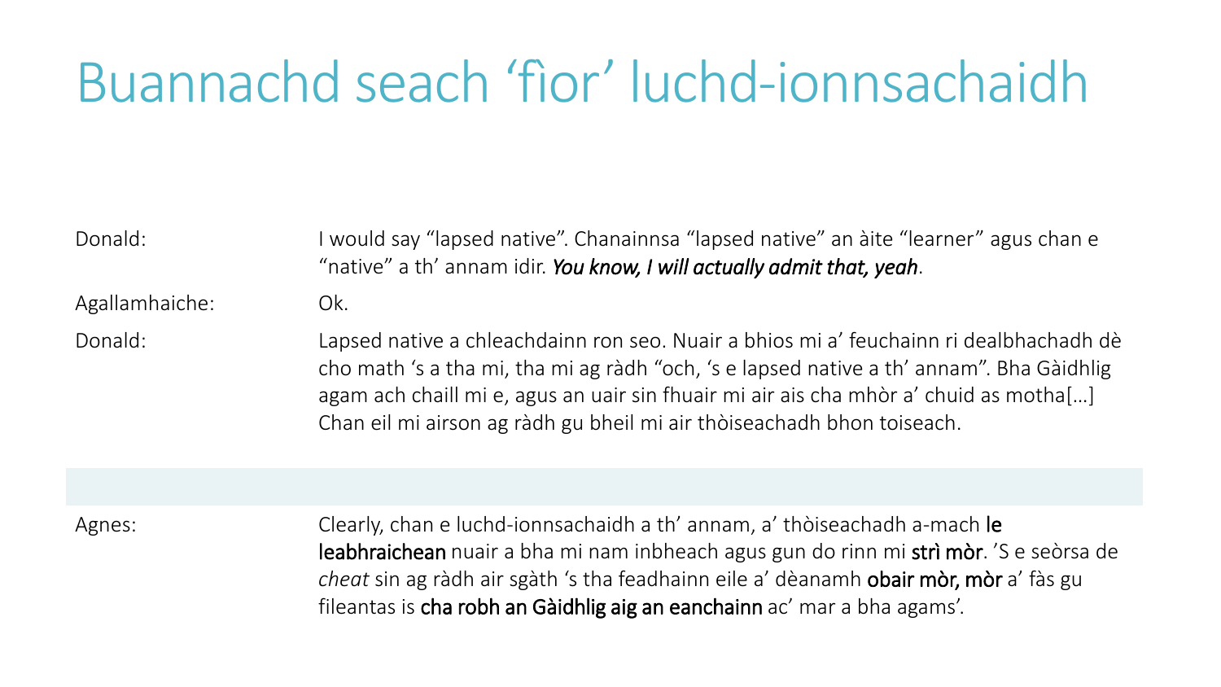# Buannachd seach 'fìor' luchd-ionnsachaidh

| | |
|---|---|
| Donald: | I would say "lapsed native". Chanainnsa "lapsed native" an àite "learner" agus chan e "native" a th' annam idir. ***You know, I will actually admit that, yeah***. |
| Agallamhaiche: | Ok. |
| Donald: | Lapsed native a chleachdainn ron seo. Nuair a bhios mi a' feuchainn ri dealbhachadh dè cho math 's a tha mi, tha mi ag ràdh "och, 's e lapsed native a th' annam". Bha Gàidhlig agam ach chaill mi e, agus an uair sin fhuair mi air ais cha mhòr a' chuid as motha[…] Chan eil mi airson ag ràdh gu bheil mi air thòiseachadh bhon toiseach. |
| | |
| Agnes: | Clearly, chan e luchd-ionnsachaidh a th' annam, a' thòiseachadh a-mach le leabhraichean nuair a bha mi nam inbheach agus gun do rinn mi strì mòr. 'S e seòrsa de *cheat* sin ag ràdh air sgàth 's tha feadhainn eile a' dèanamh obair mòr, mòr a' fàs gu fileantas is cha robh an Gàidhlig aig an eanchainn ac' mar a bha agams'. |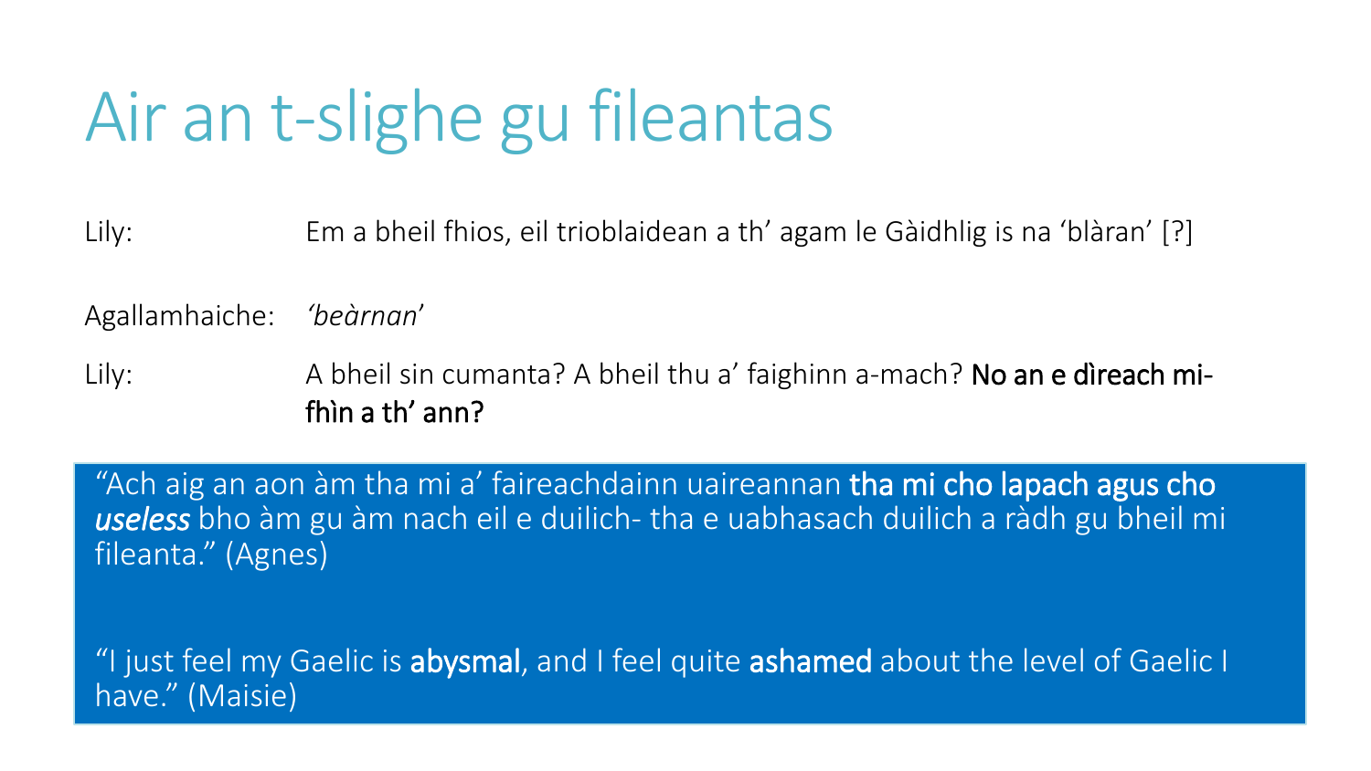# Air an t-slighe gu fileantas

Lily: Em a bheil fhios, eil trioblaidean a th' agam le Gàidhlig is na 'blàran' [?]

Agallamhaiche: *'beàrnan'*

Lily: A bheil sin cumanta? A bheil thu a' faighinn a-mach? **No an e dìreach mi-fhìn a th' ann?**

"Ach aig an aon àm tha mi a' faireachdainn uaireannan **tha mi cho lapach agus cho *useless*** bho àm gu àm nach eil e duilich- tha e uabhasach duilich a ràdh gu bheil mi fileanta." (Agnes)

"I just feel my Gaelic is **abysmal**, and I feel quite **ashamed** about the level of Gaelic I have." (Maisie)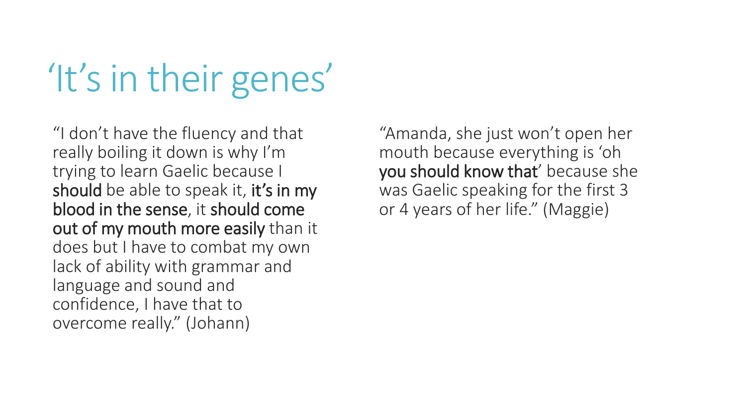# 'It's in their genes'

"I don't have the fluency and that really boiling it down is why I'm trying to learn Gaelic because I **should** be able to speak it, **it's in my blood in the sense**, it **should come out of my mouth more easily** than it does but I have to combat my own lack of ability with grammar and language and sound and confidence, I have that to overcome really." (Johann)

"Amanda, she just won't open her mouth because everything is 'oh **you should know that**' because she was Gaelic speaking for the first 3 or 4 years of her life." (Maggie)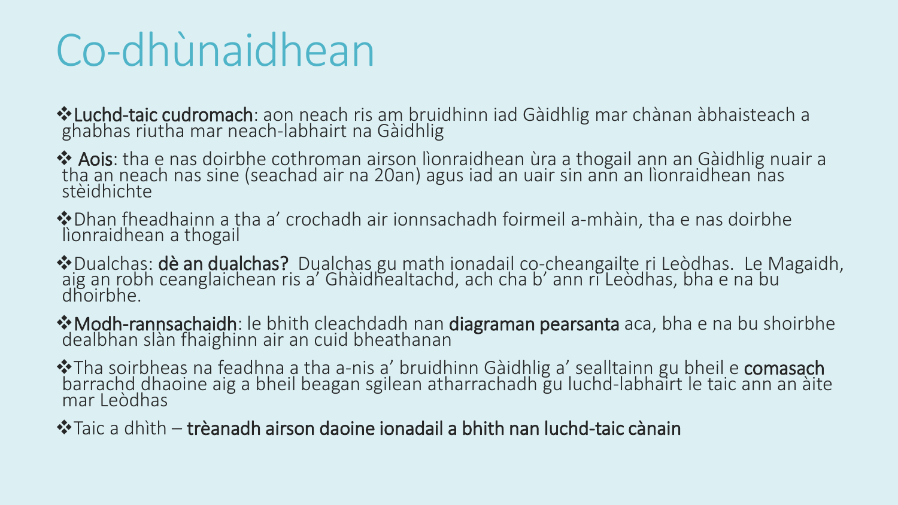# Co-dhùnaidhean

- ❖ **Luchd-taic cudromach**: aon neach ris am bruidhinn iad Gàidhlig mar chànan àbhaisteach a ghabhas riutha mar neach-labhairt na Gàidhlig
- ❖ **Aois**: tha e nas doirbhe cothroman airson lìonraidhean ùra a thogail ann an Gàidhlig nuair a tha an neach nas sine (seachad air na 20an) agus iad an uair sin ann an lìonraidhean nas stèidhichte
- ❖ Dhan fheadhainn a tha a' crochadh air ionnsachadh foirmeil a-mhàin, tha e nas doirbhe lìonraidhean a thogail
- ❖ Dualchas: **dè an dualchas?** Dualchas gu math ionadail co-cheangailte ri Leòdhas. Le Magaidh, aig an robh ceanglaichean ris a' Ghàidhealtachd, ach cha b' ann ri Leòdhas, bha e na bu dhoirbhe.
- ❖ **Modh-rannsachaidh**: le bhith cleachdadh nan **diagraman pearsanta** aca, bha e na bu shoirbhe dealbhan slàn fhaighinn air an cuid bheathanan
- ❖ Tha soirbheas na feadhna a tha a-nis a' bruidhinn Gàidhlig a' sealltainn gu bheil e **comasach** barrachd dhaoine aig a bheil beagan sgilean atharrachadh gu luchd-labhairt le taic ann an àite mar Leòdhas
- ❖ Taic a dhìth – **trèanadh airson daoine ionadail a bhith nan luchd-taic cànain**